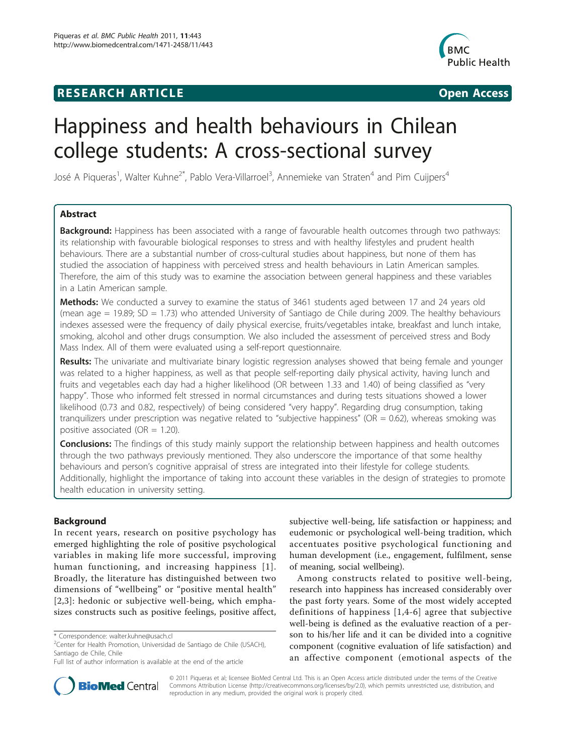**RESEARCH ARTICLE** **Open Access**

# Happiness and health behaviours in Chilean college students: A cross-sectional survey

José A Piqueras[1], Walter Kuhne[2*], Pablo Vera-Villarroel[3], Annemieke van Straten[4] and Pim Cuijpers[4]

## Abstract

**Background:** Happiness has been associated with a range of favourable health outcomes through two pathways: its relationship with favourable biological responses to stress and with healthy lifestyles and prudent health behaviours. There are a substantial number of cross-cultural studies about happiness, but none of them has studied the association of happiness with perceived stress and health behaviours in Latin American samples. Therefore, the aim of this study was to examine the association between general happiness and these variables in a Latin American sample.

**Methods:** We conducted a survey to examine the status of 3461 students aged between 17 and 24 years old (mean age = 19.89; SD = 1.73) who attended University of Santiago de Chile during 2009. The healthy behaviours indexes assessed were the frequency of daily physical exercise, fruits/vegetables intake, breakfast and lunch intake, smoking, alcohol and other drugs consumption. We also included the assessment of perceived stress and Body Mass Index. All of them were evaluated using a self-report questionnaire.

**Results:** The univariate and multivariate binary logistic regression analyses showed that being female and younger was related to a higher happiness, as well as that people self-reporting daily physical activity, having lunch and fruits and vegetables each day had a higher likelihood (OR between 1.33 and 1.40) of being classified as "very happy". Those who informed felt stressed in normal circumstances and during tests situations showed a lower likelihood (0.73 and 0.82, respectively) of being considered "very happy". Regarding drug consumption, taking tranquilizers under prescription was negative related to "subjective happiness" (OR = 0.62), whereas smoking was positive associated (OR = 1.20).

**Conclusions:** The findings of this study mainly support the relationship between happiness and health outcomes through the two pathways previously mentioned. They also underscore the importance of that some healthy behaviours and person's cognitive appraisal of stress are integrated into their lifestyle for college students. Additionally, highlight the importance of taking into account these variables in the design of strategies to promote health education in university setting.

## Background

In recent years, research on positive psychology has emerged highlighting the role of positive psychological variables in making life more successful, improving human functioning, and increasing happiness [1]. Broadly, the literature has distinguished between two dimensions of "wellbeing" or "positive mental health" [2,3]: hedonic or subjective well-being, which emphasizes constructs such as positive feelings, positive affect, subjective well-being, life satisfaction or happiness; and eudemonic or psychological well-being tradition, which accentuates positive psychological functioning and human development (i.e., engagement, fulfilment, sense of meaning, social wellbeing).

Among constructs related to positive well-being, research into happiness has increased considerably over the past forty years. Some of the most widely accepted definitions of happiness [1,4-6] agree that subjective well-being is defined as the evaluative reaction of a person to his/her life and it can be divided into a cognitive component (cognitive evaluation of life satisfaction) and an affective component (emotional aspects of the

\* Correspondence: walter.kuhne@usach.cl
[2]Center for Health Promotion, Universidad de Santiago de Chile (USACH), Santiago de Chile, Chile
Full list of author information is available at the end of the article

© 2011 Piqueras et al; licensee BioMed Central Ltd. This is an Open Access article distributed under the terms of the Creative Commons Attribution License (http://creativecommons.org/licenses/by/2.0), which permits unrestricted use, distribution, and reproduction in any medium, provided the original work is properly cited.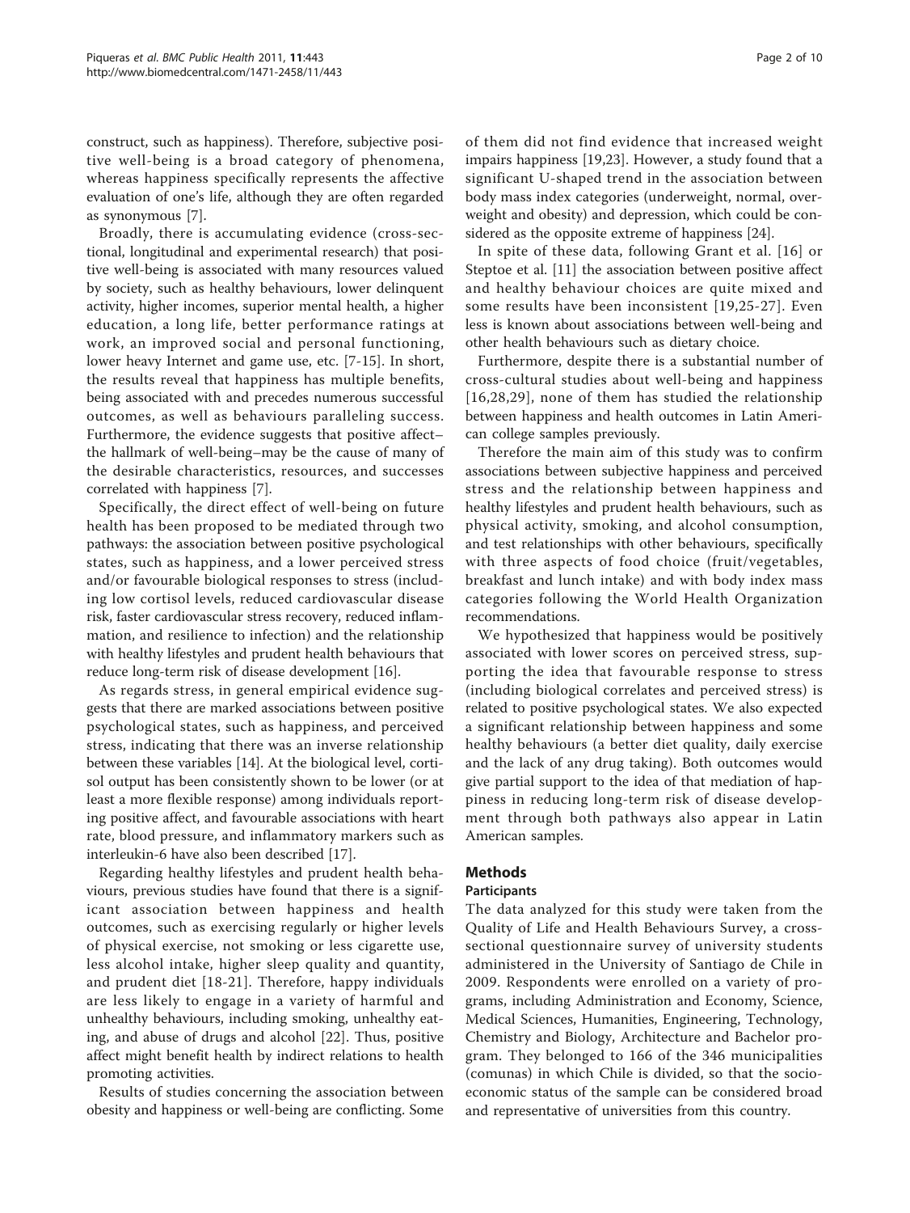construct, such as happiness). Therefore, subjective positive well-being is a broad category of phenomena, whereas happiness specifically represents the affective evaluation of one's life, although they are often regarded as synonymous [7].

Broadly, there is accumulating evidence (cross-sectional, longitudinal and experimental research) that positive well-being is associated with many resources valued by society, such as healthy behaviours, lower delinquent activity, higher incomes, superior mental health, a higher education, a long life, better performance ratings at work, an improved social and personal functioning, lower heavy Internet and game use, etc. [7-15]. In short, the results reveal that happiness has multiple benefits, being associated with and precedes numerous successful outcomes, as well as behaviours paralleling success. Furthermore, the evidence suggests that positive affect–the hallmark of well-being–may be the cause of many of the desirable characteristics, resources, and successes correlated with happiness [7].

Specifically, the direct effect of well-being on future health has been proposed to be mediated through two pathways: the association between positive psychological states, such as happiness, and a lower perceived stress and/or favourable biological responses to stress (including low cortisol levels, reduced cardiovascular disease risk, faster cardiovascular stress recovery, reduced inflammation, and resilience to infection) and the relationship with healthy lifestyles and prudent health behaviours that reduce long-term risk of disease development [16].

As regards stress, in general empirical evidence suggests that there are marked associations between positive psychological states, such as happiness, and perceived stress, indicating that there was an inverse relationship between these variables [14]. At the biological level, cortisol output has been consistently shown to be lower (or at least a more flexible response) among individuals reporting positive affect, and favourable associations with heart rate, blood pressure, and inflammatory markers such as interleukin-6 have also been described [17].

Regarding healthy lifestyles and prudent health behaviours, previous studies have found that there is a significant association between happiness and health outcomes, such as exercising regularly or higher levels of physical exercise, not smoking or less cigarette use, less alcohol intake, higher sleep quality and quantity, and prudent diet [18-21]. Therefore, happy individuals are less likely to engage in a variety of harmful and unhealthy behaviours, including smoking, unhealthy eating, and abuse of drugs and alcohol [22]. Thus, positive affect might benefit health by indirect relations to health promoting activities.

Results of studies concerning the association between obesity and happiness or well-being are conflicting. Some of them did not find evidence that increased weight impairs happiness [19,23]. However, a study found that a significant U-shaped trend in the association between body mass index categories (underweight, normal, overweight and obesity) and depression, which could be considered as the opposite extreme of happiness [24].

In spite of these data, following Grant et al. [16] or Steptoe et al. [11] the association between positive affect and healthy behaviour choices are quite mixed and some results have been inconsistent [19,25-27]. Even less is known about associations between well-being and other health behaviours such as dietary choice.

Furthermore, despite there is a substantial number of cross-cultural studies about well-being and happiness [16,28,29], none of them has studied the relationship between happiness and health outcomes in Latin American college samples previously.

Therefore the main aim of this study was to confirm associations between subjective happiness and perceived stress and the relationship between happiness and healthy lifestyles and prudent health behaviours, such as physical activity, smoking, and alcohol consumption, and test relationships with other behaviours, specifically with three aspects of food choice (fruit/vegetables, breakfast and lunch intake) and with body index mass categories following the World Health Organization recommendations.

We hypothesized that happiness would be positively associated with lower scores on perceived stress, supporting the idea that favourable response to stress (including biological correlates and perceived stress) is related to positive psychological states. We also expected a significant relationship between happiness and some healthy behaviours (a better diet quality, daily exercise and the lack of any drug taking). Both outcomes would give partial support to the idea of that mediation of happiness in reducing long-term risk of disease development through both pathways also appear in Latin American samples.

## Methods

### Participants

The data analyzed for this study were taken from the Quality of Life and Health Behaviours Survey, a cross-sectional questionnaire survey of university students administered in the University of Santiago de Chile in 2009. Respondents were enrolled on a variety of programs, including Administration and Economy, Science, Medical Sciences, Humanities, Engineering, Technology, Chemistry and Biology, Architecture and Bachelor program. They belonged to 166 of the 346 municipalities (comunas) in which Chile is divided, so that the socio-economic status of the sample can be considered broad and representative of universities from this country.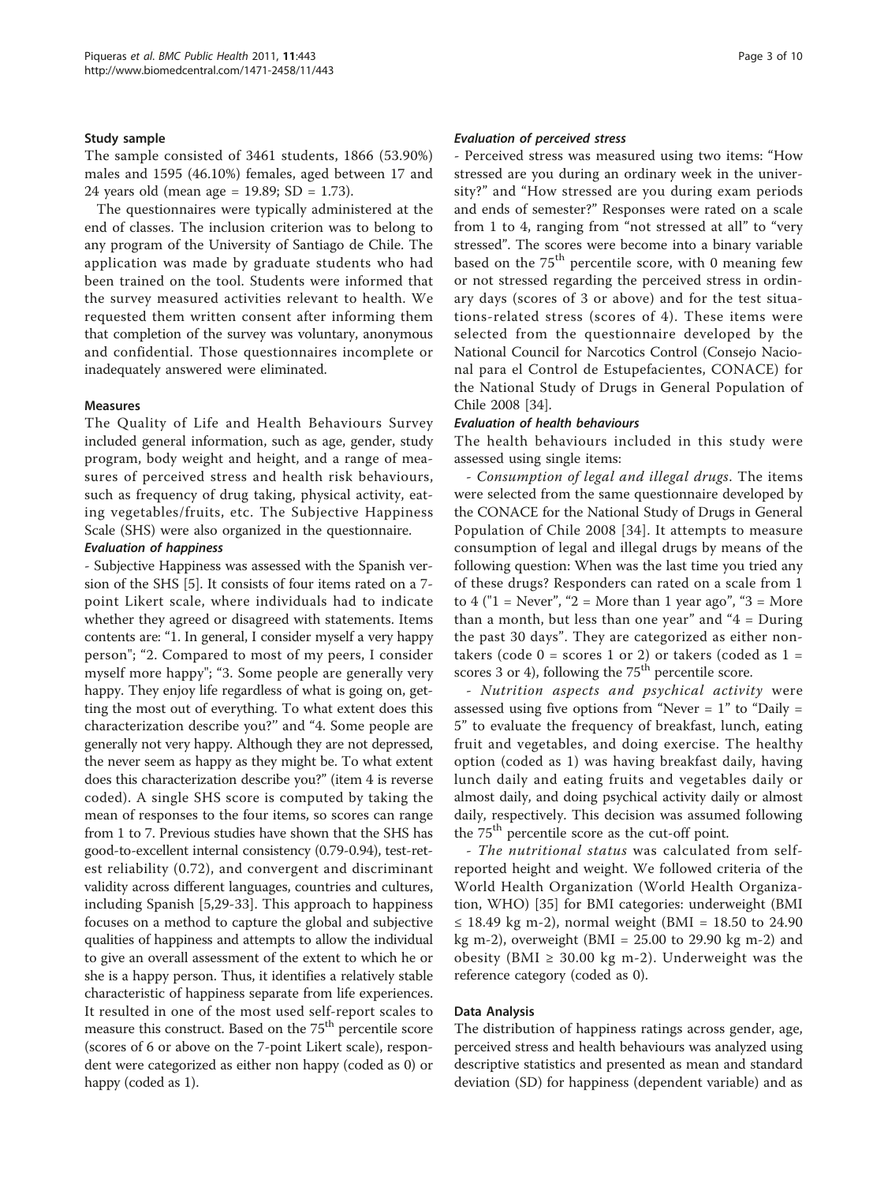### Study sample

The sample consisted of 3461 students, 1866 (53.90%) males and 1595 (46.10%) females, aged between 17 and 24 years old (mean age = 19.89; SD = 1.73).

The questionnaires were typically administered at the end of classes. The inclusion criterion was to belong to any program of the University of Santiago de Chile. The application was made by graduate students who had been trained on the tool. Students were informed that the survey measured activities relevant to health. We requested them written consent after informing them that completion of the survey was voluntary, anonymous and confidential. Those questionnaires incomplete or inadequately answered were eliminated.

### Measures

The Quality of Life and Health Behaviours Survey included general information, such as age, gender, study program, body weight and height, and a range of measures of perceived stress and health risk behaviours, such as frequency of drug taking, physical activity, eating vegetables/fruits, etc. The Subjective Happiness Scale (SHS) were also organized in the questionnaire.

#### *Evaluation of happiness*

- Subjective Happiness was assessed with the Spanish version of the SHS [5]. It consists of four items rated on a 7-point Likert scale, where individuals had to indicate whether they agreed or disagreed with statements. Items contents are: "1. In general, I consider myself a very happy person"; "2. Compared to most of my peers, I consider myself more happy"; "3. Some people are generally very happy. They enjoy life regardless of what is going on, getting the most out of everything. To what extent does this characterization describe you?" and "4. Some people are generally not very happy. Although they are not depressed, the never seem as happy as they might be. To what extent does this characterization describe you?" (item 4 is reverse coded). A single SHS score is computed by taking the mean of responses to the four items, so scores can range from 1 to 7. Previous studies have shown that the SHS has good-to-excellent internal consistency (0.79-0.94), test-retest reliability (0.72), and convergent and discriminant validity across different languages, countries and cultures, including Spanish [5,29-33]. This approach to happiness focuses on a method to capture the global and subjective qualities of happiness and attempts to allow the individual to give an overall assessment of the extent to which he or she is a happy person. Thus, it identifies a relatively stable characteristic of happiness separate from life experiences. It resulted in one of the most used self-report scales to measure this construct. Based on the 75$^{th}$ percentile score (scores of 6 or above on the 7-point Likert scale), respondent were categorized as either non happy (coded as 0) or happy (coded as 1).

#### *Evaluation of perceived stress*

- Perceived stress was measured using two items: "How stressed are you during an ordinary week in the university?" and "How stressed are you during exam periods and ends of semester?" Responses were rated on a scale from 1 to 4, ranging from "not stressed at all" to "very stressed". The scores were become into a binary variable based on the 75$^{th}$ percentile score, with 0 meaning few or not stressed regarding the perceived stress in ordinary days (scores of 3 or above) and for the test situations-related stress (scores of 4). These items were selected from the questionnaire developed by the National Council for Narcotics Control (Consejo Nacional para el Control de Estupefacientes, CONACE) for the National Study of Drugs in General Population of Chile 2008 [34].

#### *Evaluation of health behaviours*

The health behaviours included in this study were assessed using single items:

- *Consumption of legal and illegal drugs*. The items were selected from the same questionnaire developed by the CONACE for the National Study of Drugs in General Population of Chile 2008 [34]. It attempts to measure consumption of legal and illegal drugs by means of the following question: When was the last time you tried any of these drugs? Responders can rated on a scale from 1 to 4 ("1 = Never", "2 = More than 1 year ago", "3 = More than a month, but less than one year" and "4 = During the past 30 days". They are categorized as either non-takers (code 0 = scores 1 or 2) or takers (coded as 1 = scores 3 or 4), following the 75$^{th}$ percentile score.

- *Nutrition aspects and psychical activity* were assessed using five options from "Never = 1" to "Daily = 5" to evaluate the frequency of breakfast, lunch, eating fruit and vegetables, and doing exercise. The healthy option (coded as 1) was having breakfast daily, having lunch daily and eating fruits and vegetables daily or almost daily, and doing psychical activity daily or almost daily, respectively. This decision was assumed following the 75$^{th}$ percentile score as the cut-off point.

- *The nutritional status* was calculated from self-reported height and weight. We followed criteria of the World Health Organization (World Health Organization, WHO) [35] for BMI categories: underweight (BMI ≤ 18.49 kg m-2), normal weight (BMI = 18.50 to 24.90 kg m-2), overweight (BMI = 25.00 to 29.90 kg m-2) and obesity (BMI ≥ 30.00 kg m-2). Underweight was the reference category (coded as 0).

### Data Analysis

The distribution of happiness ratings across gender, age, perceived stress and health behaviours was analyzed using descriptive statistics and presented as mean and standard deviation (SD) for happiness (dependent variable) and as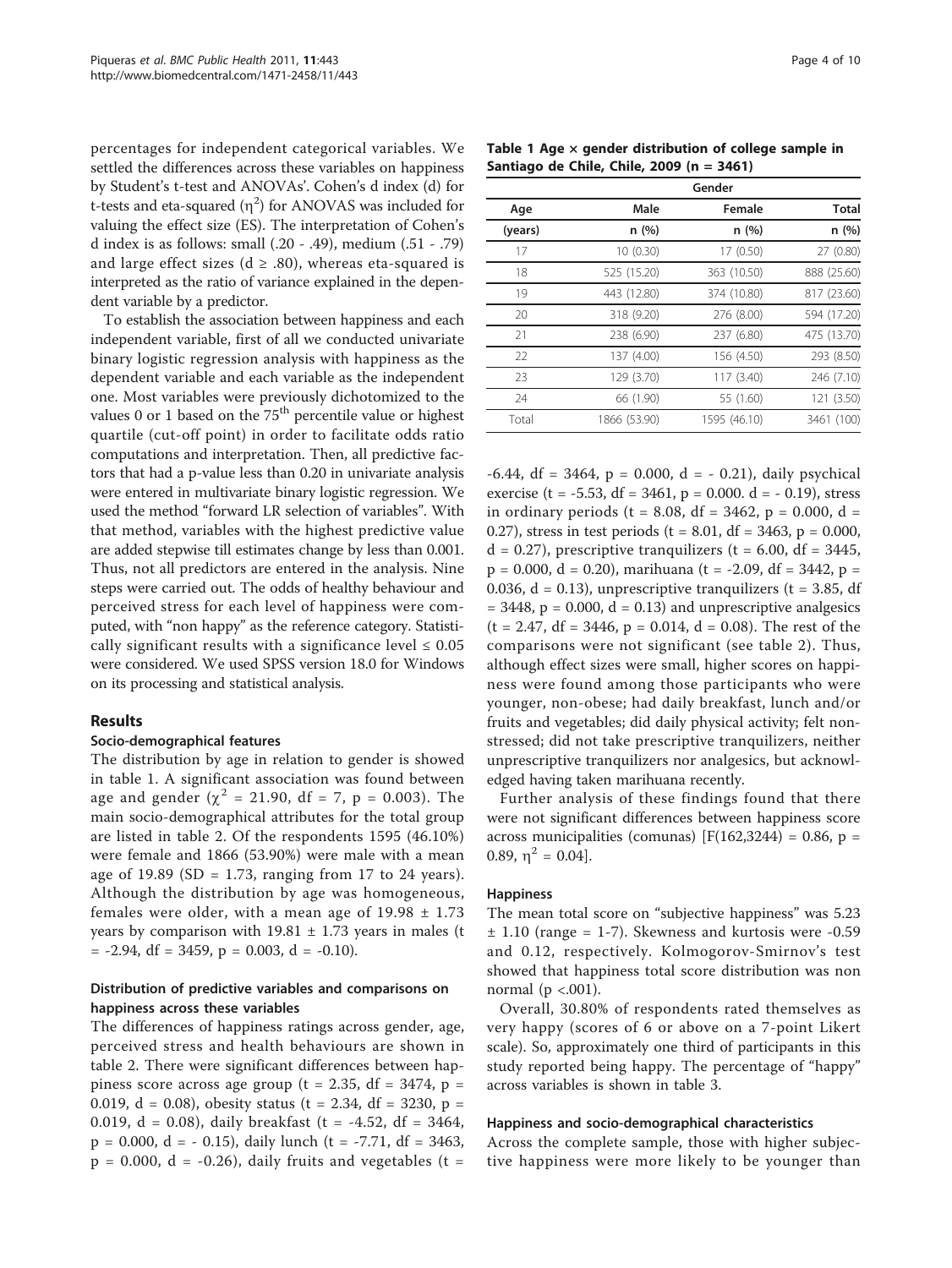percentages for independent categorical variables. We settled the differences across these variables on happiness by Student's t-test and ANOVAs'. Cohen's d index (d) for t-tests and eta-squared ($\eta^2$) for ANOVAS was included for valuing the effect size (ES). The interpretation of Cohen's d index is as follows: small (.20 - .49), medium (.51 - .79) and large effect sizes (d ≥ .80), whereas eta-squared is interpreted as the ratio of variance explained in the dependent variable by a predictor.

To establish the association between happiness and each independent variable, first of all we conducted univariate binary logistic regression analysis with happiness as the dependent variable and each variable as the independent one. Most variables were previously dichotomized to the values 0 or 1 based on the 75[th] percentile value or highest quartile (cut-off point) in order to facilitate odds ratio computations and interpretation. Then, all predictive factors that had a p-value less than 0.20 in univariate analysis were entered in multivariate binary logistic regression. We used the method "forward LR selection of variables". With that method, variables with the highest predictive value are added stepwise till estimates change by less than 0.001. Thus, not all predictors are entered in the analysis. Nine steps were carried out. The odds of healthy behaviour and perceived stress for each level of happiness were computed, with "non happy" as the reference category. Statistically significant results with a significance level ≤ 0.05 were considered. We used SPSS version 18.0 for Windows on its processing and statistical analysis.

## Results

### Socio-demographical features

The distribution by age in relation to gender is showed in table 1. A significant association was found between age and gender ($\chi^2$ = 21.90, df = 7, p = 0.003). The main socio-demographical attributes for the total group are listed in table 2. Of the respondents 1595 (46.10%) were female and 1866 (53.90%) were male with a mean age of 19.89 (SD = 1.73, ranging from 17 to 24 years). Although the distribution by age was homogeneous, females were older, with a mean age of 19.98 ± 1.73 years by comparison with 19.81 ± 1.73 years in males (t = -2.94, df = 3459, p = 0.003, d = -0.10).

### Distribution of predictive variables and comparisons on happiness across these variables

The differences of happiness ratings across gender, age, perceived stress and health behaviours are shown in table 2. There were significant differences between happiness score across age group (t = 2.35, df = 3474, p = 0.019, d = 0.08), obesity status (t = 2.34, df = 3230, p = 0.019, d = 0.08), daily breakfast (t = -4.52, df = 3464, p = 0.000, d = - 0.15), daily lunch (t = -7.71, df = 3463, p = 0.000, d = -0.26), daily fruits and vegetables (t = -6.44, df = 3464, p = 0.000, d = - 0.21), daily psychical exercise (t = -5.53, df = 3461, p = 0.000. d = - 0.19), stress in ordinary periods (t = 8.08, df = 3462, p = 0.000, d = 0.27), stress in test periods (t = 8.01, df = 3463, p = 0.000, d = 0.27), prescriptive tranquilizers (t = 6.00, df = 3445, p = 0.000, d = 0.20), marihuana (t = -2.09, df = 3442, p = 0.036, d = 0.13), unprescriptive tranquilizers (t = 3.85, df = 3448, p = 0.000, d = 0.13) and unprescriptive analgesics (t = 2.47, df = 3446, p = 0.014, d = 0.08). The rest of the comparisons were not significant (see table 2). Thus, although effect sizes were small, higher scores on happiness were found among those participants who were younger, non-obese; had daily breakfast, lunch and/or fruits and vegetables; did daily physical activity; felt non-stressed; did not take prescriptive tranquilizers, neither unprescriptive tranquilizers nor analgesics, but acknowledged having taken marihuana recently.

Further analysis of these findings found that there were not significant differences between happiness score across municipalities (comunas) [F(162,3244) = 0.86, p = 0.89, $\eta^2$ = 0.04].

**Table 1 Age × gender distribution of college sample in Santiago de Chile, Chile, 2009 (n = 3461)**

| Age | Gender | | |
|---|---|---|---|
| | Male | Female | Total |
| (years) | n (%) | n (%) | n (%) |
| 17 | 10 (0.30) | 17 (0.50) | 27 (0.80) |
| 18 | 525 (15.20) | 363 (10.50) | 888 (25.60) |
| 19 | 443 (12.80) | 374 (10.80) | 817 (23.60) |
| 20 | 318 (9.20) | 276 (8.00) | 594 (17.20) |
| 21 | 238 (6.90) | 237 (6.80) | 475 (13.70) |
| 22 | 137 (4.00) | 156 (4.50) | 293 (8.50) |
| 23 | 129 (3.70) | 117 (3.40) | 246 (7.10) |
| 24 | 66 (1.90) | 55 (1.60) | 121 (3.50) |
| Total | 1866 (53.90) | 1595 (46.10) | 3461 (100) |

### Happiness

The mean total score on "subjective happiness" was 5.23 ± 1.10 (range = 1-7). Skewness and kurtosis were -0.59 and 0.12, respectively. Kolmogorov-Smirnov's test showed that happiness total score distribution was non normal (p <.001).

Overall, 30.80% of respondents rated themselves as very happy (scores of 6 or above on a 7-point Likert scale). So, approximately one third of participants in this study reported being happy. The percentage of "happy" across variables is shown in table 3.

### Happiness and socio-demographical characteristics

Across the complete sample, those with higher subjective happiness were more likely to be younger than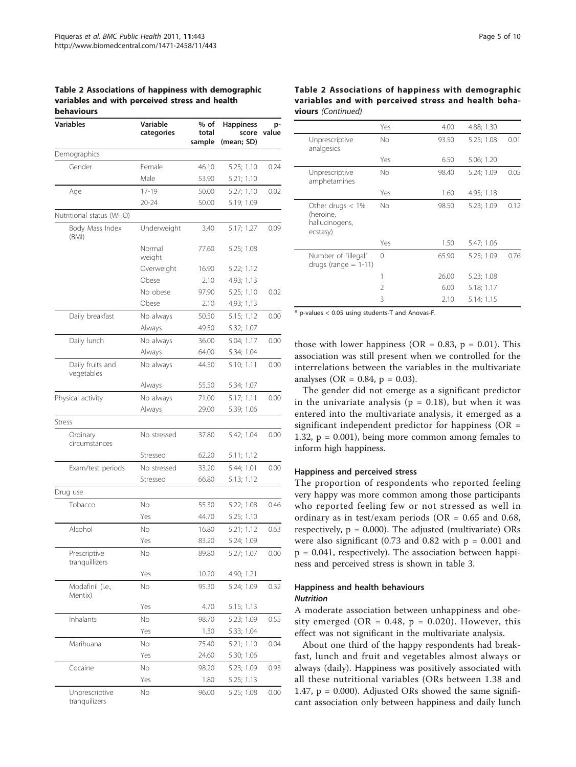**Table 2 Associations of happiness with demographic variables and with perceived stress and health behaviours**

| Variables | Variable categories | % of total sample | Happiness score (mean; SD) | p-value |
|---|---|---|---|---|
| Demographics | | | | |
| Gender | Female | 46.10 | 5.25; 1.10 | 0.24 |
| | Male | 53.90 | 5.21; 1.10 | |
| Age | 17-19 | 50.00 | 5.27; 1.10 | 0.02 |
| | 20-24 | 50.00 | 5.19; 1.09 | |
| Nutritional status (WHO) | | | | |
| Body Mass Index (BMI) | Underweight | 3.40 | 5.17; 1.27 | 0.09 |
| | Normal weight | 77.60 | 5.25; 1.08 | |
| | Overweight | 16.90 | 5.22; 1.12 | |
| | Obese | 2.10 | 4.93; 1.13 | |
| | No obese | 97.90 | 5,25; 1.10 | 0.02 |
| | Obese | 2.10 | 4,93; 1,13 | |
| Daily breakfast | No always | 50.50 | 5.15; 1.12 | 0.00 |
| | Always | 49.50 | 5.32; 1.07 | |
| Daily lunch | No always | 36.00 | 5.04; 1.17 | 0.00 |
| | Always | 64.00 | 5.34; 1.04 | |
| Daily fruits and vegetables | No always | 44.50 | 5.10; 1.11 | 0.00 |
| | Always | 55.50 | 5.34; 1.07 | |
| Physical activity | No always | 71.00 | 5.17; 1.11 | 0.00 |
| | Always | 29.00 | 5.39; 1.06 | |
| Stress | | | | |
| Ordinary circumstances | No stressed | 37.80 | 5.42; 1.04 | 0.00 |
| | Stressed | 62.20 | 5.11; 1.12 | |
| Exam/test periods | No stressed | 33.20 | 5.44; 1.01 | 0.00 |
| | Stressed | 66.80 | 5.13; 1.12 | |
| Drug use | | | | |
| Tobacco | No | 55.30 | 5.22; 1.08 | 0.46 |
| | Yes | 44.70 | 5.25; 1.10 | |
| Alcohol | No | 16.80 | 5.21; 1.12 | 0.63 |
| | Yes | 83.20 | 5.24; 1.09 | |
| Prescriptive tranquillizers | No | 89.80 | 5.27; 1.07 | 0.00 |
| | Yes | 10.20 | 4.90; 1.21 | |
| Modafinil (i.e., Mentix) | No | 95.30 | 5.24; 1.09 | 0.32 |
| | Yes | 4.70 | 5.15; 1.13 | |
| Inhalants | No | 98.70 | 5.23; 1.09 | 0.55 |
| | Yes | 1.30 | 5.33; 1.04 | |
| Marihuana | No | 75.40 | 5.21; 1.10 | 0.04 |
| | Yes | 24.60 | 5.30; 1.06 | |
| Cocaine | No | 98.20 | 5.23; 1.09 | 0.93 |
| | Yes | 1.80 | 5.25; 1.13 | |
| Unprescriptive tranquilizers | No | 96.00 | 5.25; 1.08 | 0.00 |
| | Yes | 4.00 | 4.88; 1.30 | |
| Unprescriptive analgesics | No | 93.50 | 5.25; 1.08 | 0.01 |
| | Yes | 6.50 | 5.06; 1.20 | |
| Unprescriptive amphetamines | No | 98.40 | 5.24; 1.09 | 0.05 |
| | Yes | 1.60 | 4.95; 1.18 | |
| Other drugs < 1% (heroine, hallucinogens, ecstasy) | No | 98.50 | 5.23; 1.09 | 0.12 |
| | Yes | 1.50 | 5.47; 1.06 | |
| Number of "illegal" drugs (range = 1-11) | 0 | 65.90 | 5.25; 1.09 | 0.76 |
| | 1 | 26.00 | 5.23; 1.08 | |
| | 2 | 6.00 | 5.18; 1.17 | |
| | 3 | 2.10 | 5.14; 1.15 | |

\* p-values < 0.05 using students-T and Anovas-F.

those with lower happiness (OR = 0.83, $p = 0.01$). This association was still present when we controlled for the interrelations between the variables in the multivariate analyses (OR = 0.84, $p = 0.03$).

The gender did not emerge as a significant predictor in the univariate analysis ($p = 0.18$), but when it was entered into the multivariate analysis, it emerged as a significant independent predictor for happiness (OR = 1.32, $p = 0.001$), being more common among females to inform high happiness.

### Happiness and perceived stress

The proportion of respondents who reported feeling very happy was more common among those participants who reported feeling few or not stressed as well in ordinary as in test/exam periods (OR = 0.65 and 0.68, respectively, $p = 0.000$). The adjusted (multivariate) ORs were also significant (0.73 and 0.82 with $p = 0.001$ and $p = 0.041$, respectively). The association between happiness and perceived stress is shown in table 3.

### Happiness and health behaviours

#### *Nutrition*

A moderate association between unhappiness and obesity emerged (OR = 0.48, $p = 0.020$). However, this effect was not significant in the multivariate analysis.

About one third of the happy respondents had breakfast, lunch and fruit and vegetables almost always or always (daily). Happiness was positively associated with all these nutritional variables (ORs between 1.38 and 1.47, $p = 0.000$). Adjusted ORs showed the same significant association only between happiness and daily lunch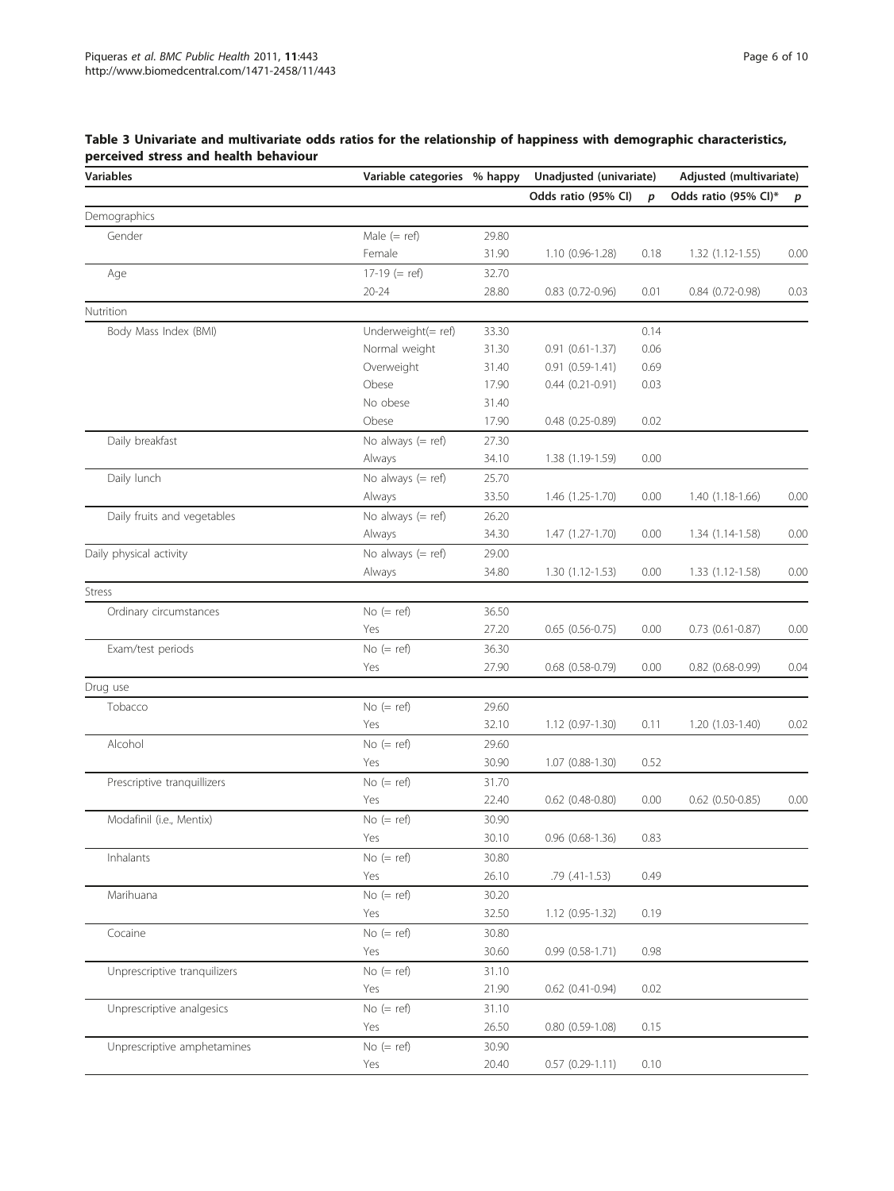**Table 3 Univariate and multivariate odds ratios for the relationship of happiness with demographic characteristics, perceived stress and health behaviour**

| Variables | Variable categories | % happy | Unadjusted (univariate) | | Adjusted (multivariate) | |
|---|---|---|---|---|---|---|
| | | | Odds ratio (95% CI) | *p* | Odds ratio (95% CI)* | *p* |
| Demographics | | | | | | |
| Gender | Male (= ref) | 29.80 | | | | |
| | Female | 31.90 | 1.10 (0.96-1.28) | 0.18 | 1.32 (1.12-1.55) | 0.00 |
| Age | 17-19 (= ref) | 32.70 | | | | |
| | 20-24 | 28.80 | 0.83 (0.72-0.96) | 0.01 | 0.84 (0.72-0.98) | 0.03 |
| Nutrition | | | | | | |
| Body Mass Index (BMI) | Underweight(= ref) | 33.30 | | 0.14 | | |
| | Normal weight | 31.30 | 0.91 (0.61-1.37) | 0.06 | | |
| | Overweight | 31.40 | 0.91 (0.59-1.41) | 0.69 | | |
| | Obese | 17.90 | 0.44 (0.21-0.91) | 0.03 | | |
| | No obese | 31.40 | | | | |
| | Obese | 17.90 | 0.48 (0.25-0.89) | 0.02 | | |
| Daily breakfast | No always (= ref) | 27.30 | | | | |
| | Always | 34.10 | 1.38 (1.19-1.59) | 0.00 | | |
| Daily lunch | No always (= ref) | 25.70 | | | | |
| | Always | 33.50 | 1.46 (1.25-1.70) | 0.00 | 1.40 (1.18-1.66) | 0.00 |
| Daily fruits and vegetables | No always (= ref) | 26.20 | | | | |
| | Always | 34.30 | 1.47 (1.27-1.70) | 0.00 | 1.34 (1.14-1.58) | 0.00 |
| Daily physical activity | No always (= ref) | 29.00 | | | | |
| | Always | 34.80 | 1.30 (1.12-1.53) | 0.00 | 1.33 (1.12-1.58) | 0.00 |
| Stress | | | | | | |
| Ordinary circumstances | No (= ref) | 36.50 | | | | |
| | Yes | 27.20 | 0.65 (0.56-0.75) | 0.00 | 0.73 (0.61-0.87) | 0.00 |
| Exam/test periods | No (= ref) | 36.30 | | | | |
| | Yes | 27.90 | 0.68 (0.58-0.79) | 0.00 | 0.82 (0.68-0.99) | 0.04 |
| Drug use | | | | | | |
| Tobacco | No (= ref) | 29.60 | | | | |
| | Yes | 32.10 | 1.12 (0.97-1.30) | 0.11 | 1.20 (1.03-1.40) | 0.02 |
| Alcohol | No (= ref) | 29.60 | | | | |
| | Yes | 30.90 | 1.07 (0.88-1.30) | 0.52 | | |
| Prescriptive tranquillizers | No (= ref) | 31.70 | | | | |
| | Yes | 22.40 | 0.62 (0.48-0.80) | 0.00 | 0.62 (0.50-0.85) | 0.00 |
| Modafinil (i.e., Mentix) | No (= ref) | 30.90 | | | | |
| | Yes | 30.10 | 0.96 (0.68-1.36) | 0.83 | | |
| Inhalants | No (= ref) | 30.80 | | | | |
| | Yes | 26.10 | .79 (.41-1.53) | 0.49 | | |
| Marihuana | No (= ref) | 30.20 | | | | |
| | Yes | 32.50 | 1.12 (0.95-1.32) | 0.19 | | |
| Cocaine | No (= ref) | 30.80 | | | | |
| | Yes | 30.60 | 0.99 (0.58-1.71) | 0.98 | | |
| Unprescriptive tranquilizers | No (= ref) | 31.10 | | | | |
| | Yes | 21.90 | 0.62 (0.41-0.94) | 0.02 | | |
| Unprescriptive analgesics | No (= ref) | 31.10 | | | | |
| | Yes | 26.50 | 0.80 (0.59-1.08) | 0.15 | | |
| Unprescriptive amphetamines | No (= ref) | 30.90 | | | | |
| | Yes | 20.40 | 0.57 (0.29-1.11) | 0.10 | | |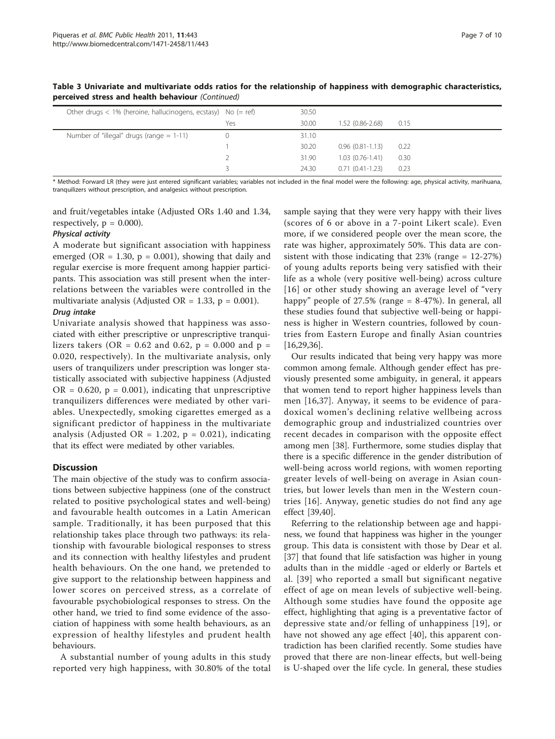**Table 3 Univariate and multivariate odds ratios for the relationship of happiness with demographic characteristics, perceived stress and health behaviour** *(Continued)*

| | | | | | |
|---|---|---|---|---|---|
| Other drugs < 1% (heroine, hallucinogens, ecstasy) | No (= ref) | 30.50 | | | |
| | Yes | 30.00 | 1.52 (0.86-2.68) | 0.15 | |
| Number of "illegal" drugs (range = 1-11) | 0 | 31.10 | | | |
| | 1 | 30.20 | 0.96 (0.81-1.13) | 0.22 | |
| | 2 | 31.90 | 1.03 (0.76-1.41) | 0.30 | |
| | 3 | 24.30 | 0.71 (0.41-1.23) | 0.23 | |

\* Method: Forward LR (they were just entered significant variables; variables not included in the final model were the following: age, physical activity, marihuana, tranquilizers without prescription, and analgesics without prescription.

and fruit/vegetables intake (Adjusted ORs 1.40 and 1.34, respectively, p = 0.000).

***Physical activity***

A moderate but significant association with happiness emerged (OR = 1.30, p = 0.001), showing that daily and regular exercise is more frequent among happier participants. This association was still present when the interrelations between the variables were controlled in the multivariate analysis (Adjusted OR = 1.33, p = 0.001).

***Drug intake***

Univariate analysis showed that happiness was associated with either prescriptive or unprescriptive tranquilizers takers (OR = 0.62 and 0.62, p = 0.000 and p = 0.020, respectively). In the multivariate analysis, only users of tranquilizers under prescription was longer statistically associated with subjective happiness (Adjusted OR = 0.620, p = 0.001), indicating that unprescriptive tranquilizers differences were mediated by other variables. Unexpectedly, smoking cigarettes emerged as a significant predictor of happiness in the multivariate analysis (Adjusted OR = 1.202, p = 0.021), indicating that its effect were mediated by other variables.

## Discussion

The main objective of the study was to confirm associations between subjective happiness (one of the construct related to positive psychological states and well-being) and favourable health outcomes in a Latin American sample. Traditionally, it has been purposed that this relationship takes place through two pathways: its relationship with favourable biological responses to stress and its connection with healthy lifestyles and prudent health behaviours. On the one hand, we pretended to give support to the relationship between happiness and lower scores on perceived stress, as a correlate of favourable psychobiological responses to stress. On the other hand, we tried to find some evidence of the association of happiness with some health behaviours, as an expression of healthy lifestyles and prudent health behaviours.

A substantial number of young adults in this study reported very high happiness, with 30.80% of the total sample saying that they were very happy with their lives (scores of 6 or above in a 7-point Likert scale). Even more, if we considered people over the mean score, the rate was higher, approximately 50%. This data are consistent with those indicating that 23% (range = 12-27%) of young adults reports being very satisfied with their life as a whole (very positive well-being) across culture [16] or other study showing an average level of "very happy" people of 27.5% (range = 8-47%). In general, all these studies found that subjective well-being or happiness is higher in Western countries, followed by countries from Eastern Europe and finally Asian countries [16,29,36].

Our results indicated that being very happy was more common among female. Although gender effect has previously presented some ambiguity, in general, it appears that women tend to report higher happiness levels than men [16,37]. Anyway, it seems to be evidence of paradoxical women's declining relative wellbeing across demographic group and industrialized countries over recent decades in comparison with the opposite effect among men [38]. Furthermore, some studies display that there is a specific difference in the gender distribution of well-being across world regions, with women reporting greater levels of well-being on average in Asian countries, but lower levels than men in the Western countries [16]. Anyway, genetic studies do not find any age effect [39,40].

Referring to the relationship between age and happiness, we found that happiness was higher in the younger group. This data is consistent with those by Dear et al. [37] that found that life satisfaction was higher in young adults than in the middle -aged or elderly or Bartels et al. [39] who reported a small but significant negative effect of age on mean levels of subjective well-being. Although some studies have found the opposite age effect, highlighting that aging is a preventative factor of depressive state and/or felling of unhappiness [19], or have not showed any age effect [40], this apparent contradiction has been clarified recently. Some studies have proved that there are non-linear effects, but well-being is U-shaped over the life cycle. In general, these studies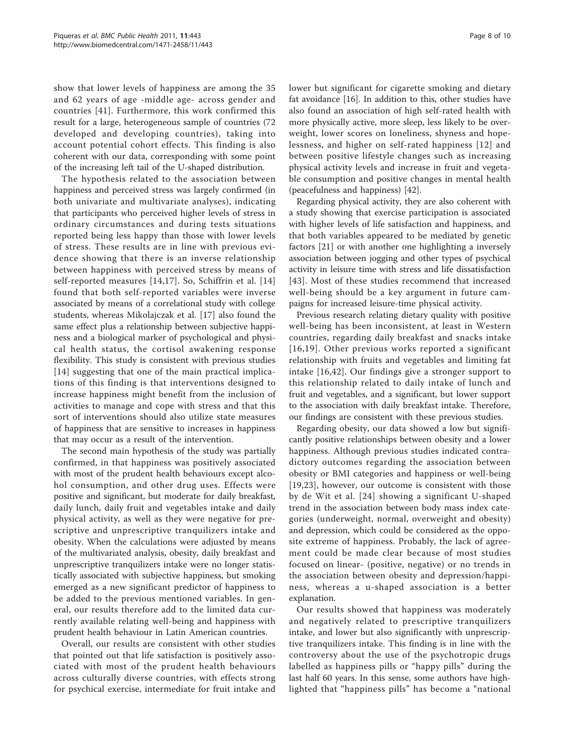show that lower levels of happiness are among the 35 and 62 years of age -middle age- across gender and countries [41]. Furthermore, this work confirmed this result for a large, heterogeneous sample of countries (72 developed and developing countries), taking into account potential cohort effects. This finding is also coherent with our data, corresponding with some point of the increasing left tail of the U-shaped distribution.

The hypothesis related to the association between happiness and perceived stress was largely confirmed (in both univariate and multivariate analyses), indicating that participants who perceived higher levels of stress in ordinary circumstances and during tests situations reported being less happy than those with lower levels of stress. These results are in line with previous evidence showing that there is an inverse relationship between happiness with perceived stress by means of self-reported measures [14,17]. So, Schiffrin et al. [14] found that both self-reported variables were inverse associated by means of a correlational study with college students, whereas Mikolajczak et al. [17] also found the same effect plus a relationship between subjective happiness and a biological marker of psychological and physical health status, the cortisol awakening response flexibility. This study is consistent with previous studies [14] suggesting that one of the main practical implications of this finding is that interventions designed to increase happiness might benefit from the inclusion of activities to manage and cope with stress and that this sort of interventions should also utilize state measures of happiness that are sensitive to increases in happiness that may occur as a result of the intervention.

The second main hypothesis of the study was partially confirmed, in that happiness was positively associated with most of the prudent health behaviours except alcohol consumption, and other drug uses. Effects were positive and significant, but moderate for daily breakfast, daily lunch, daily fruit and vegetables intake and daily physical activity, as well as they were negative for prescriptive and unprescriptive tranquilizers intake and obesity. When the calculations were adjusted by means of the multivariated analysis, obesity, daily breakfast and unprescriptive tranquilizers intake were no longer statistically associated with subjective happiness, but smoking emerged as a new significant predictor of happiness to be added to the previous mentioned variables. In general, our results therefore add to the limited data currently available relating well-being and happiness with prudent health behaviour in Latin American countries.

Overall, our results are consistent with other studies that pointed out that life satisfaction is positively associated with most of the prudent health behaviours across culturally diverse countries, with effects strong for psychical exercise, intermediate for fruit intake and lower but significant for cigarette smoking and dietary fat avoidance [16]. In addition to this, other studies have also found an association of high self-rated health with more physically active, more sleep, less likely to be overweight, lower scores on loneliness, shyness and hopelessness, and higher on self-rated happiness [12] and between positive lifestyle changes such as increasing physical activity levels and increase in fruit and vegetable consumption and positive changes in mental health (peacefulness and happiness) [42].

Regarding physical activity, they are also coherent with a study showing that exercise participation is associated with higher levels of life satisfaction and happiness, and that both variables appeared to be mediated by genetic factors [21] or with another one highlighting a inversely association between jogging and other types of psychical activity in leisure time with stress and life dissatisfaction [43]. Most of these studies recommend that increased well-being should be a key argument in future campaigns for increased leisure-time physical activity.

Previous research relating dietary quality with positive well-being has been inconsistent, at least in Western countries, regarding daily breakfast and snacks intake [16,19]. Other previous works reported a significant relationship with fruits and vegetables and limiting fat intake [16,42]. Our findings give a stronger support to this relationship related to daily intake of lunch and fruit and vegetables, and a significant, but lower support to the association with daily breakfast intake. Therefore, our findings are consistent with these previous studies.

Regarding obesity, our data showed a low but significantly positive relationships between obesity and a lower happiness. Although previous studies indicated contradictory outcomes regarding the association between obesity or BMI categories and happiness or well-being [19,23], however, our outcome is consistent with those by de Wit et al. [24] showing a significant U-shaped trend in the association between body mass index categories (underweight, normal, overweight and obesity) and depression, which could be considered as the opposite extreme of happiness. Probably, the lack of agreement could be made clear because of most studies focused on linear- (positive, negative) or no trends in the association between obesity and depression/happiness, whereas a u-shaped association is a better explanation.

Our results showed that happiness was moderately and negatively related to prescriptive tranquilizers intake, and lower but also significantly with unprescriptive tranquilizers intake. This finding is in line with the controversy about the use of the psychotropic drugs labelled as happiness pills or "happy pills" during the last half 60 years. In this sense, some authors have highlighted that "happiness pills" has become a "national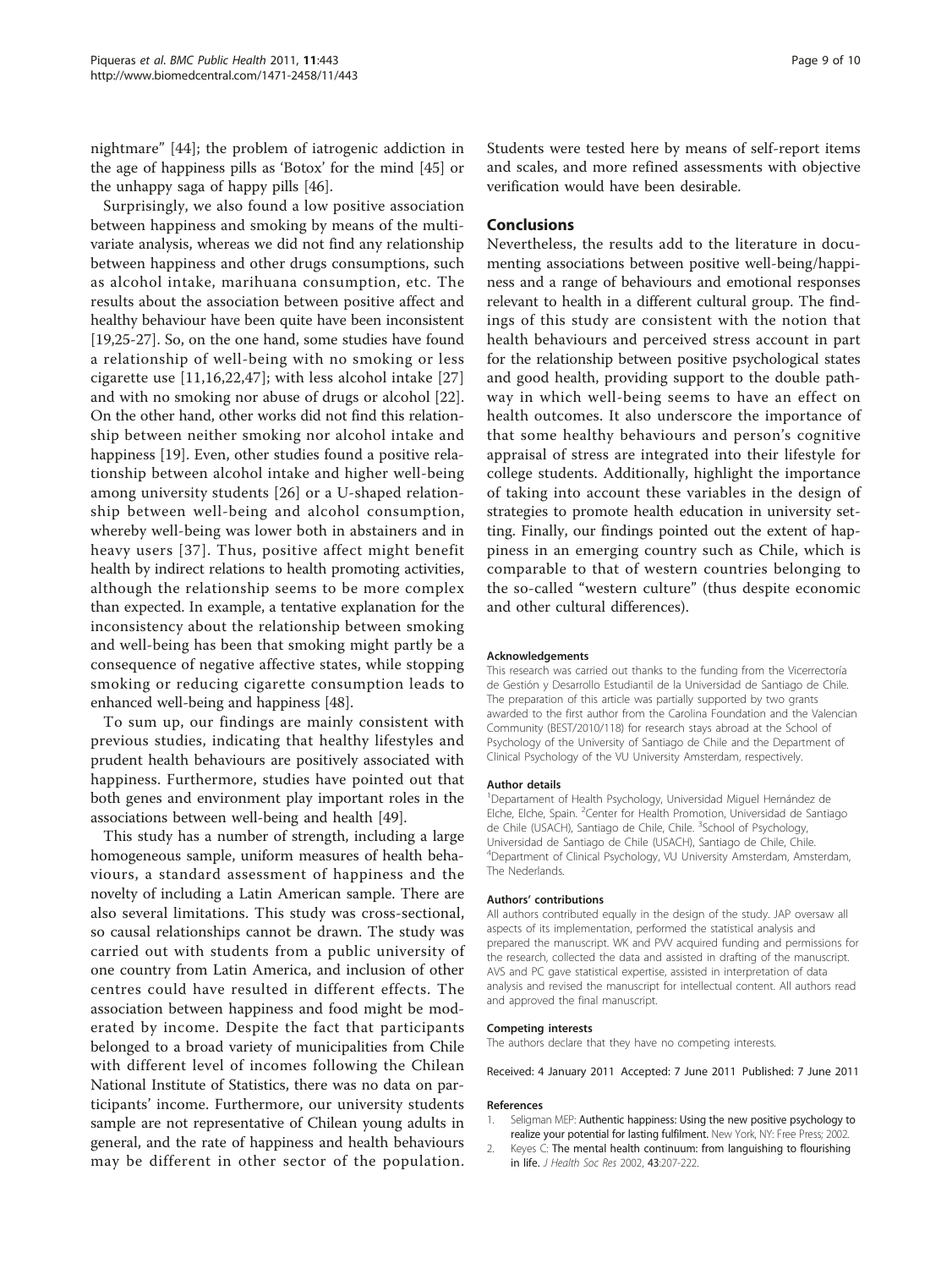nightmare" [44]; the problem of iatrogenic addiction in the age of happiness pills as 'Botox' for the mind [45] or the unhappy saga of happy pills [46].

Surprisingly, we also found a low positive association between happiness and smoking by means of the multivariate analysis, whereas we did not find any relationship between happiness and other drugs consumptions, such as alcohol intake, marihuana consumption, etc. The results about the association between positive affect and healthy behaviour have been quite have been inconsistent [19,25-27]. So, on the one hand, some studies have found a relationship of well-being with no smoking or less cigarette use [11,16,22,47]; with less alcohol intake [27] and with no smoking nor abuse of drugs or alcohol [22]. On the other hand, other works did not find this relationship between neither smoking nor alcohol intake and happiness [19]. Even, other studies found a positive relationship between alcohol intake and higher well-being among university students [26] or a U-shaped relationship between well-being and alcohol consumption, whereby well-being was lower both in abstainers and in heavy users [37]. Thus, positive affect might benefit health by indirect relations to health promoting activities, although the relationship seems to be more complex than expected. In example, a tentative explanation for the inconsistency about the relationship between smoking and well-being has been that smoking might partly be a consequence of negative affective states, while stopping smoking or reducing cigarette consumption leads to enhanced well-being and happiness [48].

To sum up, our findings are mainly consistent with previous studies, indicating that healthy lifestyles and prudent health behaviours are positively associated with happiness. Furthermore, studies have pointed out that both genes and environment play important roles in the associations between well-being and health [49].

This study has a number of strength, including a large homogeneous sample, uniform measures of health behaviours, a standard assessment of happiness and the novelty of including a Latin American sample. There are also several limitations. This study was cross-sectional, so causal relationships cannot be drawn. The study was carried out with students from a public university of one country from Latin America, and inclusion of other centres could have resulted in different effects. The association between happiness and food might be moderated by income. Despite the fact that participants belonged to a broad variety of municipalities from Chile with different level of incomes following the Chilean National Institute of Statistics, there was no data on participants' income. Furthermore, our university students sample are not representative of Chilean young adults in general, and the rate of happiness and health behaviours may be different in other sector of the population. Students were tested here by means of self-report items and scales, and more refined assessments with objective verification would have been desirable.

## Conclusions

Nevertheless, the results add to the literature in documenting associations between positive well-being/happiness and a range of behaviours and emotional responses relevant to health in a different cultural group. The findings of this study are consistent with the notion that health behaviours and perceived stress account in part for the relationship between positive psychological states and good health, providing support to the double pathway in which well-being seems to have an effect on health outcomes. It also underscore the importance of that some healthy behaviours and person's cognitive appraisal of stress are integrated into their lifestyle for college students. Additionally, highlight the importance of taking into account these variables in the design of strategies to promote health education in university setting. Finally, our findings pointed out the extent of happiness in an emerging country such as Chile, which is comparable to that of western countries belonging to the so-called "western culture" (thus despite economic and other cultural differences).

#### Acknowledgements

This research was carried out thanks to the funding from the Vicerrectoría de Gestión y Desarrollo Estudiantil de la Universidad de Santiago de Chile. The preparation of this article was partially supported by two grants awarded to the first author from the Carolina Foundation and the Valencian Community (BEST/2010/118) for research stays abroad at the School of Psychology of the University of Santiago de Chile and the Department of Clinical Psychology of the VU University Amsterdam, respectively.

#### Author details

[1]Departament of Health Psychology, Universidad Miguel Hernández de Elche, Elche, Spain. [2]Center for Health Promotion, Universidad de Santiago de Chile (USACH), Santiago de Chile, Chile. [3]School of Psychology, Universidad de Santiago de Chile (USACH), Santiago de Chile, Chile. [4]Department of Clinical Psychology, VU University Amsterdam, Amsterdam, The Nederlands.

#### Authors' contributions

All authors contributed equally in the design of the study. JAP oversaw all aspects of its implementation, performed the statistical analysis and prepared the manuscript. WK and PVV acquired funding and permissions for the research, collected the data and assisted in drafting of the manuscript. AVS and PC gave statistical expertise, assisted in interpretation of data analysis and revised the manuscript for intellectual content. All authors read and approved the final manuscript.

#### Competing interests

The authors declare that they have no competing interests.

Received: 4 January 2011 Accepted: 7 June 2011 Published: 7 June 2011

#### References

1. Seligman MEP: **Authentic happiness: Using the new positive psychology to realize your potential for lasting fulfilment.** New York, NY: Free Press; 2002.
2. Keyes C: **The mental health continuum: from languishing to flourishing in life.** *J Health Soc Res* 2002, **43**:207-222.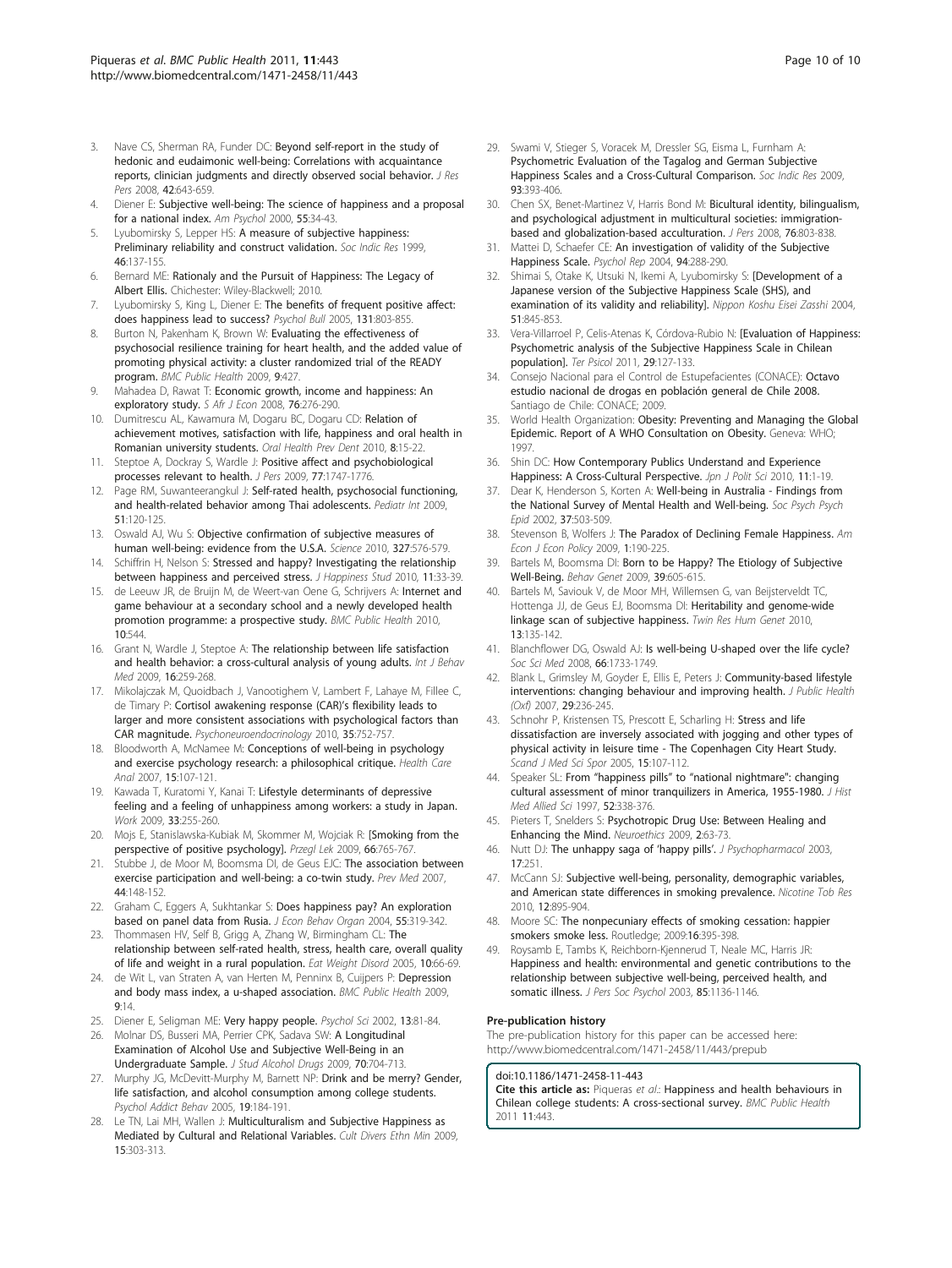3. Nave CS, Sherman RA, Funder DC: **Beyond self-report in the study of hedonic and eudaimonic well-being: Correlations with acquaintance reports, clinician judgments and directly observed social behavior.** *J Res Pers* 2008, **42**:643-659.
4. Diener E: **Subjective well-being: The science of happiness and a proposal for a national index.** *Am Psychol* 2000, **55**:34-43.
5. Lyubomirsky S, Lepper HS: **A measure of subjective happiness: Preliminary reliability and construct validation.** *Soc Indic Res* 1999, **46**:137-155.
6. Bernard ME: **Rationaly and the Pursuit of Happiness: The Legacy of Albert Ellis.** Chichester: Wiley-Blackwell; 2010.
7. Lyubomirsky S, King L, Diener E: **The benefits of frequent positive affect: does happiness lead to success?** *Psychol Bull* 2005, **131**:803-855.
8. Burton N, Pakenham K, Brown W: **Evaluating the effectiveness of psychosocial resilience training for heart health, and the added value of promoting physical activity: a cluster randomized trial of the READY program.** *BMC Public Health* 2009, **9**:427.
9. Mahadea D, Rawat T: **Economic growth, income and happiness: An exploratory study.** *S Afr J Econ* 2008, **76**:276-290.
10. Dumitrescu AL, Kawamura M, Dogaru BC, Dogaru CD: **Relation of achievement motives, satisfaction with life, happiness and oral health in Romanian university students.** *Oral Health Prev Dent* 2010, **8**:15-22.
11. Steptoe A, Dockray S, Wardle J: **Positive affect and psychobiological processes relevant to health.** *J Pers* 2009, **77**:1747-1776.
12. Page RM, Suwanteerangkul J: **Self-rated health, psychosocial functioning, and health-related behavior among Thai adolescents.** *Pediatr Int* 2009, **51**:120-125.
13. Oswald AJ, Wu S: **Objective confirmation of subjective measures of human well-being: evidence from the U.S.A.** *Science* 2010, **327**:576-579.
14. Schiffrin H, Nelson S: **Stressed and happy? Investigating the relationship between happiness and perceived stress.** *J Happiness Stud* 2010, **11**:33-39.
15. de Leeuw JR, de Bruijn M, de Weert-van Oene G, Schrijvers A: **Internet and game behaviour at a secondary school and a newly developed health promotion programme: a prospective study.** *BMC Public Health* 2010, **10**:544.
16. Grant N, Wardle J, Steptoe A: **The relationship between life satisfaction and health behavior: a cross-cultural analysis of young adults.** *Int J Behav Med* 2009, **16**:259-268.
17. Mikolajczak M, Quoidbach J, Vanootighem V, Lambert F, Lahaye M, Fillee C, de Timary P: **Cortisol awakening response (CAR)'s flexibility leads to larger and more consistent associations with psychological factors than CAR magnitude.** *Psychoneuroendocrinology* 2010, **35**:752-757.
18. Bloodworth A, McNamee M: **Conceptions of well-being in psychology and exercise psychology research: a philosophical critique.** *Health Care Anal* 2007, **15**:107-121.
19. Kawada T, Kuratomi Y, Kanai T: **Lifestyle determinants of depressive feeling and a feeling of unhappiness among workers: a study in Japan.** *Work* 2009, **33**:255-260.
20. Mojs E, Stanisławska-Kubiak M, Skommer M, Wojciak R: **[Smoking from the perspective of positive psychology].** *Przegl Lek* 2009, **66**:765-767.
21. Stubbe J, de Moor M, Boomsma DI, de Geus EJC: **The association between exercise participation and well-being: a co-twin study.** *Prev Med* 2007, **44**:148-152.
22. Graham C, Eggers A, Sukhtankar S: **Does happiness pay? An exploration based on panel data from Rusia.** *J Econ Behav Organ* 2004, **55**:319-342.
23. Thommasen HV, Self B, Grigg A, Zhang W, Birmingham CL: **The relationship between self-rated health, stress, health care, overall quality of life and weight in a rural population.** *Eat Weight Disord* 2005, **10**:66-69.
24. de Wit L, van Straten A, van Herten M, Penninx B, Cuijpers P: **Depression and body mass index, a u-shaped association.** *BMC Public Health* 2009, **9**:14.
25. Diener E, Seligman ME: **Very happy people.** *Psychol Sci* 2002, **13**:81-84.
26. Molnar DS, Busseri MA, Perrier CPK, Sadava SW: **A Longitudinal Examination of Alcohol Use and Subjective Well-Being in an Undergraduate Sample.** *J Stud Alcohol Drugs* 2009, **70**:704-713.
27. Murphy JG, McDevitt-Murphy M, Barnett NP: **Drink and be merry? Gender, life satisfaction, and alcohol consumption among college students.** *Psychol Addict Behav* 2005, **19**:184-191.
28. Le TN, Lai MH, Wallen J: **Multiculturalism and Subjective Happiness as Mediated by Cultural and Relational Variables.** *Cult Divers Ethn Min* 2009, **15**:303-313.
29. Swami V, Stieger S, Voracek M, Dressler SG, Eisma L, Furnham A: **Psychometric Evaluation of the Tagalog and German Subjective Happiness Scales and a Cross-Cultural Comparison.** *Soc Indic Res* 2009, **93**:393-406.
30. Chen SX, Benet-Martinez V, Harris Bond M: **Bicultural identity, bilingualism, and psychological adjustment in multicultural societies: immigration-based and globalization-based acculturation.** *J Pers* 2008, **76**:803-838.
31. Mattei D, Schaefer CE: **An investigation of validity of the Subjective Happiness Scale.** *Psychol Rep* 2004, **94**:288-290.
32. Shimai S, Otake K, Utsuki N, Ikemi A, Lyubomirsky S: **[Development of a Japanese version of the Subjective Happiness Scale (SHS), and examination of its validity and reliability].** *Nippon Koshu Eisei Zasshi* 2004, **51**:845-853.
33. Vera-Villarroel P, Celis-Atenas K, Córdova-Rubio N: **[Evaluation of Happiness: Psychometric analysis of the Subjective Happiness Scale in Chilean population].** *Ter Psicol* 2011, **29**:127-133.
34. Consejo Nacional para el Control de Estupefacientes (CONACE): **Octavo estudio nacional de drogas en población general de Chile 2008.** Santiago de Chile: CONACE; 2009.
35. World Health Organization: **Obesity: Preventing and Managing the Global Epidemic. Report of A WHO Consultation on Obesity.** Geneva: WHO; 1997.
36. Shin DC: **How Contemporary Publics Understand and Experience Happiness: A Cross-Cultural Perspective.** *Jpn J Polit Sci* 2010, **11**:1-19.
37. Dear K, Henderson S, Korten A: **Well-being in Australia - Findings from the National Survey of Mental Health and Well-being.** *Soc Psych Psych Epid* 2002, **37**:503-509.
38. Stevenson B, Wolfers J: **The Paradox of Declining Female Happiness.** *Am Econ J Econ Policy* 2009, **1**:190-225.
39. Bartels M, Boomsma DI: **Born to be Happy? The Etiology of Subjective Well-Being.** *Behav Genet* 2009, **39**:605-615.
40. Bartels M, Saviouk V, de Moor MH, Willemsen G, van Beijsterveldt TC, Hottenga JJ, de Geus EJ, Boomsma DI: **Heritability and genome-wide linkage scan of subjective happiness.** *Twin Res Hum Genet* 2010, **13**:135-142.
41. Blanchflower DG, Oswald AJ: **Is well-being U-shaped over the life cycle?** *Soc Sci Med* 2008, **66**:1733-1749.
42. Blank L, Grimsley M, Goyder E, Ellis E, Peters J: **Community-based lifestyle interventions: changing behaviour and improving health.** *J Public Health (Oxf)* 2007, **29**:236-245.
43. Schnohr P, Kristensen TS, Prescott E, Scharling H: **Stress and life dissatisfaction are inversely associated with jogging and other types of physical activity in leisure time - The Copenhagen City Heart Study.** *Scand J Med Sci Spor* 2005, **15**:107-112.
44. Speaker SL: **From "happiness pills" to "national nightmare": changing cultural assessment of minor tranquilizers in America, 1955-1980.** *J Hist Med Allied Sci* 1997, **52**:338-376.
45. Pieters T, Snelders S: **Psychotropic Drug Use: Between Healing and Enhancing the Mind.** *Neuroethics* 2009, **2**:63-73.
46. Nutt DJ: **The unhappy saga of 'happy pills'.** *J Psychopharmacol* 2003, **17**:251.
47. McCann SJ: **Subjective well-being, personality, demographic variables, and American state differences in smoking prevalence.** *Nicotine Tob Res* 2010, **12**:895-904.
48. Moore SC: **The nonpecuniary effects of smoking cessation: happier smokers smoke less.** Routledge; 2009:**16**:395-398.
49. Roysamb E, Tambs K, Reichborn-Kjennerud T, Neale MC, Harris JR: **Happiness and health: environmental and genetic contributions to the relationship between subjective well-being, perceived health, and somatic illness.** *J Pers Soc Psychol* 2003, **85**:1136-1146.

## Pre-publication history

The pre-publication history for this paper can be accessed here:
http://www.biomedcentral.com/1471-2458/11/443/prepub

doi:10.1186/1471-2458-11-443

**Cite this article as:** Piqueras *et al.*: Happiness and health behaviours in Chilean college students: A cross-sectional survey. *BMC Public Health* 2011 **11**:443.